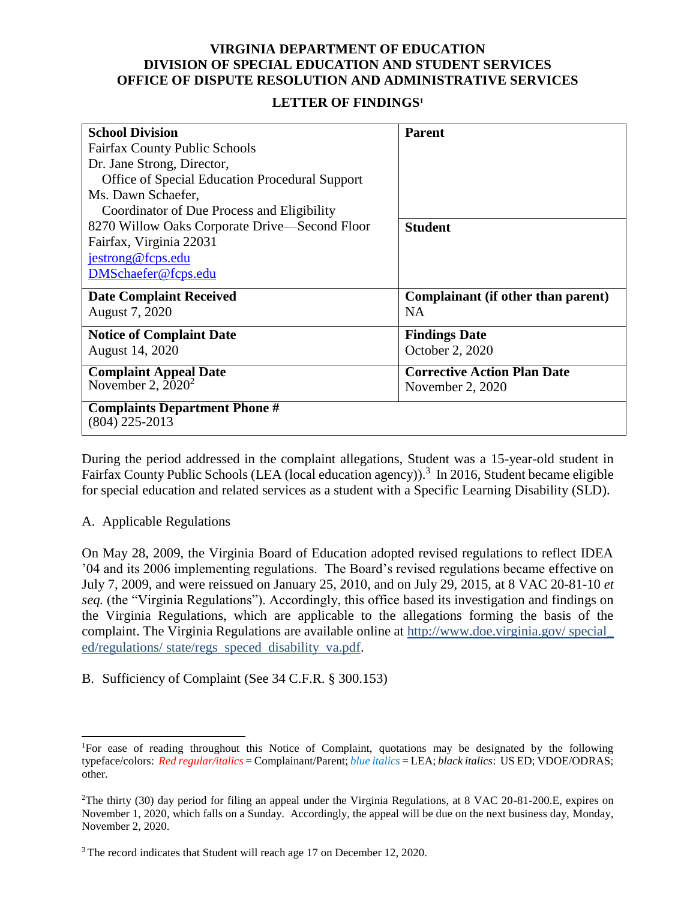# VIRGINIA DEPARTMENT OF EDUCATION
# DIVISION OF SPECIAL EDUCATION AND STUDENT SERVICES
# OFFICE OF DISPUTE RESOLUTION AND ADMINISTRATIVE SERVICES

## LETTER OF FINDINGS[1]

| **School Division** Fairfax County Public Schools Dr. Jane Strong, Director, Office of Special Education Procedural Support Ms. Dawn Schaefer, Coordinator of Due Process and Eligibility 8270 Willow Oaks Corporate Drive—Second Floor Fairfax, Virginia 22031 jestrong@fcps.edu DMSchaefer@fcps.edu | **Parent** <br><br> **Student** |
|---|---|
| **Date Complaint Received** August 7, 2020 | **Complainant (if other than parent)** NA |
| **Notice of Complaint Date** August 14, 2020 | **Findings Date** October 2, 2020 |
| **Complaint Appeal Date** November 2, 2020[2] | **Corrective Action Plan Date** November 2, 2020 |
| **Complaints Department Phone #** (804) 225-2013 | |

During the period addressed in the complaint allegations, Student was a 15-year-old student in Fairfax County Public Schools (LEA (local education agency)).[3] In 2016, Student became eligible for special education and related services as a student with a Specific Learning Disability (SLD).

A. Applicable Regulations

On May 28, 2009, the Virginia Board of Education adopted revised regulations to reflect IDEA '04 and its 2006 implementing regulations. The Board's revised regulations became effective on July 7, 2009, and were reissued on January 25, 2010, and on July 29, 2015, at 8 VAC 20-81-10 *et seq.* (the "Virginia Regulations"). Accordingly, this office based its investigation and findings on the Virginia Regulations, which are applicable to the allegations forming the basis of the complaint. The Virginia Regulations are available online at http://www.doe.virginia.gov/ special_ ed/regulations/ state/regs_speced_disability_va.pdf.

B. Sufficiency of Complaint (See 34 C.F.R. § 300.153)

---

[1]For ease of reading throughout this Notice of Complaint, quotations may be designated by the following typeface/colors: *Red regular/italics* = Complainant/Parent; *blue italics* = LEA; *black italics*: US ED; VDOE/ODRAS; other.

[2]The thirty (30) day period for filing an appeal under the Virginia Regulations, at 8 VAC 20-81-200.E, expires on November 1, 2020, which falls on a Sunday. Accordingly, the appeal will be due on the next business day, Monday, November 2, 2020.

[3]The record indicates that Student will reach age 17 on December 12, 2020.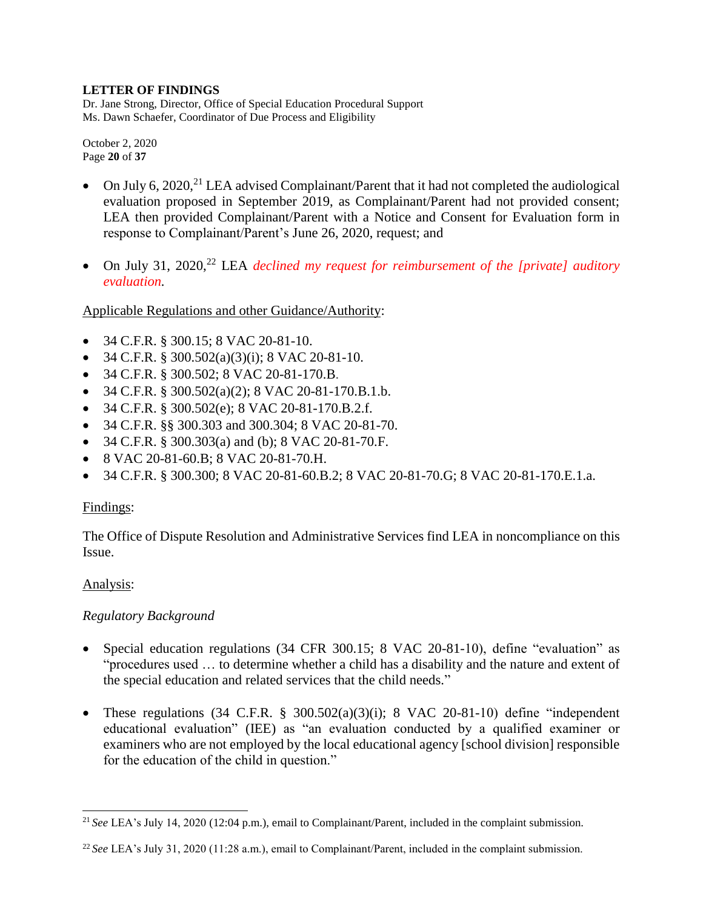- On July 6, 2020,[21] LEA advised Complainant/Parent that it had not completed the audiological evaluation proposed in September 2019, as Complainant/Parent had not provided consent; LEA then provided Complainant/Parent with a Notice and Consent for Evaluation form in response to Complainant/Parent's June 26, 2020, request; and

- On July 31, 2020,[22] LEA *declined my request for reimbursement of the [private] auditory evaluation.*

Applicable Regulations and other Guidance/Authority:

- 34 C.F.R. § 300.15; 8 VAC 20-81-10.
- 34 C.F.R. § 300.502(a)(3)(i); 8 VAC 20-81-10.
- 34 C.F.R. § 300.502; 8 VAC 20-81-170.B.
- 34 C.F.R. § 300.502(a)(2); 8 VAC 20-81-170.B.1.b.
- 34 C.F.R. § 300.502(e); 8 VAC 20-81-170.B.2.f.
- 34 C.F.R. §§ 300.303 and 300.304; 8 VAC 20-81-70.
- 34 C.F.R. § 300.303(a) and (b); 8 VAC 20-81-70.F.
- 8 VAC 20-81-60.B; 8 VAC 20-81-70.H.
- 34 C.F.R. § 300.300; 8 VAC 20-81-60.B.2; 8 VAC 20-81-70.G; 8 VAC 20-81-170.E.1.a.

Findings:

The Office of Dispute Resolution and Administrative Services find LEA in noncompliance on this Issue.

Analysis:

*Regulatory Background*

- Special education regulations (34 CFR 300.15; 8 VAC 20-81-10), define "evaluation" as "procedures used … to determine whether a child has a disability and the nature and extent of the special education and related services that the child needs."

- These regulations (34 C.F.R. § 300.502(a)(3)(i); 8 VAC 20-81-10) define "independent educational evaluation" (IEE) as "an evaluation conducted by a qualified examiner or examiners who are not employed by the local educational agency [school division] responsible for the education of the child in question."

---

[21] *See* LEA's July 14, 2020 (12:04 p.m.), email to Complainant/Parent, included in the complaint submission.

[22] *See* LEA's July 31, 2020 (11:28 a.m.), email to Complainant/Parent, included in the complaint submission.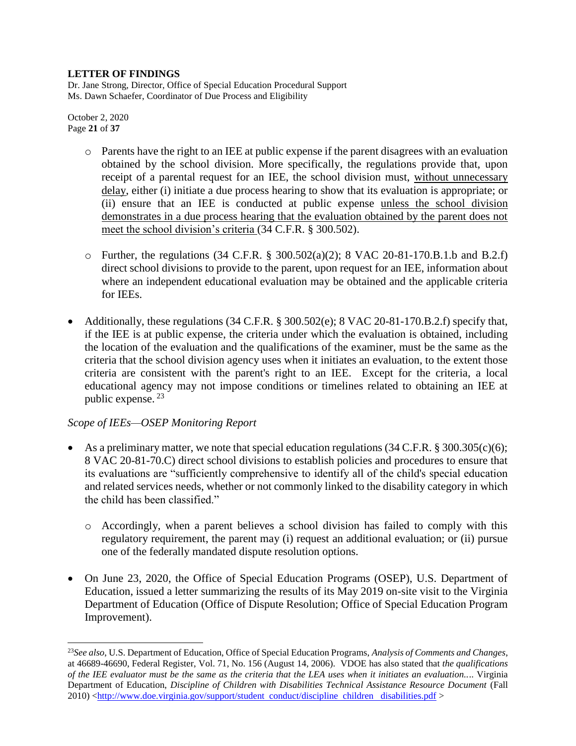- Parents have the right to an IEE at public expense if the parent disagrees with an evaluation obtained by the school division. More specifically, the regulations provide that, upon receipt of a parental request for an IEE, the school division must, without unnecessary delay, either (i) initiate a due process hearing to show that its evaluation is appropriate; or (ii) ensure that an IEE is conducted at public expense unless the school division demonstrates in a due process hearing that the evaluation obtained by the parent does not meet the school division's criteria (34 C.F.R. § 300.502).

- Further, the regulations (34 C.F.R. § 300.502(a)(2); 8 VAC 20-81-170.B.1.b and B.2.f) direct school divisions to provide to the parent, upon request for an IEE, information about where an independent educational evaluation may be obtained and the applicable criteria for IEEs.

- Additionally, these regulations (34 C.F.R. § 300.502(e); 8 VAC 20-81-170.B.2.f) specify that, if the IEE is at public expense, the criteria under which the evaluation is obtained, including the location of the evaluation and the qualifications of the examiner, must be the same as the criteria that the school division agency uses when it initiates an evaluation, to the extent those criteria are consistent with the parent's right to an IEE. Except for the criteria, a local educational agency may not impose conditions or timelines related to obtaining an IEE at public expense. [23]

*Scope of IEEs—OSEP Monitoring Report*

- As a preliminary matter, we note that special education regulations (34 C.F.R. § 300.305(c)(6); 8 VAC 20-81-70.C) direct school divisions to establish policies and procedures to ensure that its evaluations are "sufficiently comprehensive to identify all of the child's special education and related services needs, whether or not commonly linked to the disability category in which the child has been classified."

  - Accordingly, when a parent believes a school division has failed to comply with this regulatory requirement, the parent may (i) request an additional evaluation; or (ii) pursue one of the federally mandated dispute resolution options.

- On June 23, 2020, the Office of Special Education Programs (OSEP), U.S. Department of Education, issued a letter summarizing the results of its May 2019 on-site visit to the Virginia Department of Education (Office of Dispute Resolution; Office of Special Education Program Improvement).

---

[23] *See also*, U.S. Department of Education, Office of Special Education Programs, *Analysis of Comments and Changes*, at 46689-46690, Federal Register, Vol. 71, No. 156 (August 14, 2006). VDOE has also stated that *the qualifications of the IEE evaluator must be the same as the criteria that the LEA uses when it initiates an evaluation....* Virginia Department of Education, *Discipline of Children with Disabilities Technical Assistance Resource Document* (Fall 2010) <http://www.doe.virginia.gov/support/student_conduct/discipline_children_disabilities.pdf >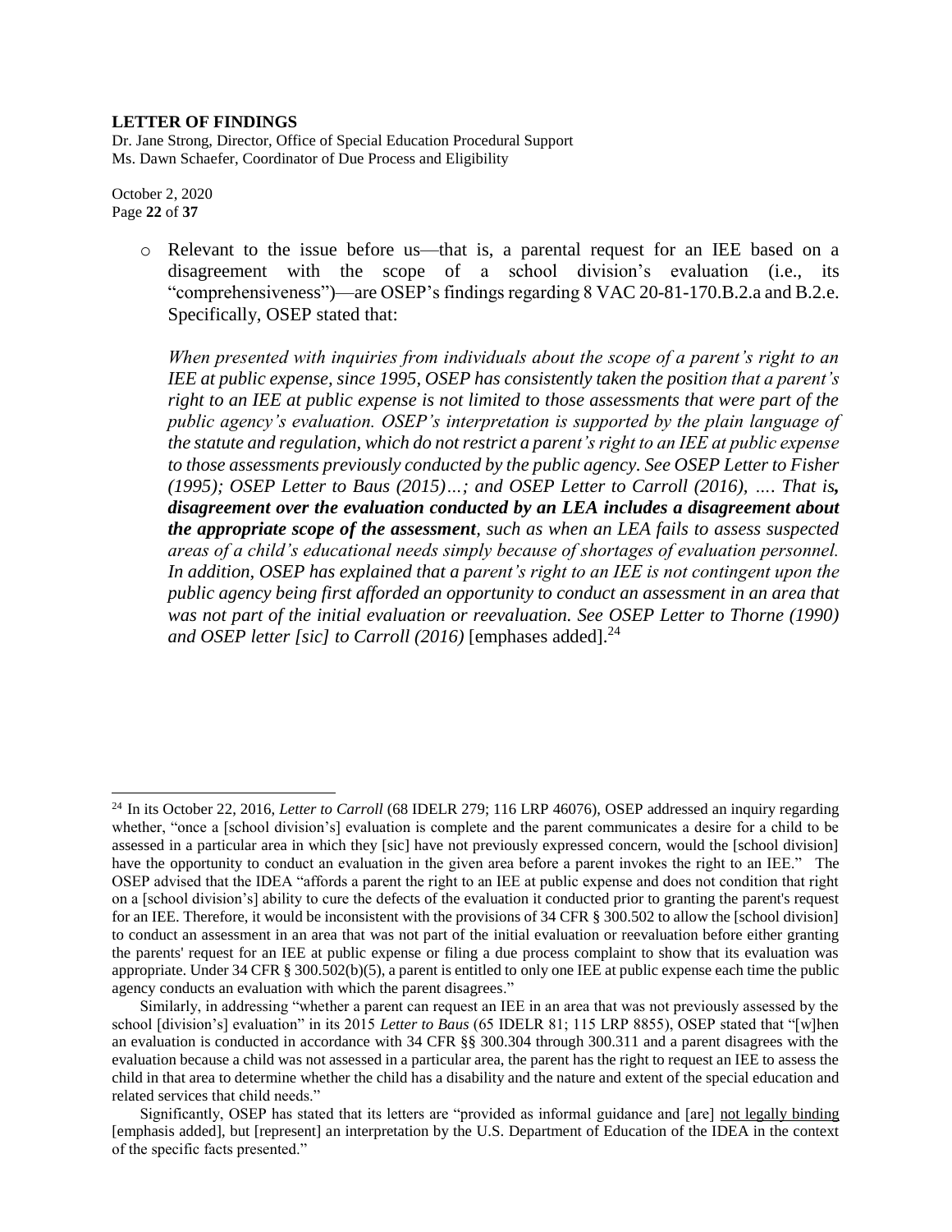- Relevant to the issue before us—that is, a parental request for an IEE based on a disagreement with the scope of a school division's evaluation (i.e., its "comprehensiveness")—are OSEP's findings regarding 8 VAC 20-81-170.B.2.a and B.2.e. Specifically, OSEP stated that:

  *When presented with inquiries from individuals about the scope of a parent's right to an IEE at public expense, since 1995, OSEP has consistently taken the position that a parent's right to an IEE at public expense is not limited to those assessments that were part of the public agency's evaluation. OSEP's interpretation is supported by the plain language of the statute and regulation, which do not restrict a parent's right to an IEE at public expense to those assessments previously conducted by the public agency. See OSEP Letter to Fisher (1995); OSEP Letter to Baus (2015)…; and OSEP Letter to Carroll (2016), …. That is,* ***disagreement over the evaluation conducted by an LEA includes a disagreement about the appropriate scope of the assessment****, such as when an LEA fails to assess suspected areas of a child's educational needs simply because of shortages of evaluation personnel. In addition, OSEP has explained that a parent's right to an IEE is not contingent upon the public agency being first afforded an opportunity to conduct an assessment in an area that was not part of the initial evaluation or reevaluation. See OSEP Letter to Thorne (1990) and OSEP letter [sic] to Carroll (2016)* [emphases added].[24]

---

[24] In its October 22, 2016, *Letter to Carroll* (68 IDELR 279; 116 LRP 46076), OSEP addressed an inquiry regarding whether, "once a [school division's] evaluation is complete and the parent communicates a desire for a child to be assessed in a particular area in which they [sic] have not previously expressed concern, would the [school division] have the opportunity to conduct an evaluation in the given area before a parent invokes the right to an IEE." The OSEP advised that the IDEA "affords a parent the right to an IEE at public expense and does not condition that right on a [school division's] ability to cure the defects of the evaluation it conducted prior to granting the parent's request for an IEE. Therefore, it would be inconsistent with the provisions of 34 CFR § 300.502 to allow the [school division] to conduct an assessment in an area that was not part of the initial evaluation or reevaluation before either granting the parents' request for an IEE at public expense or filing a due process complaint to show that its evaluation was appropriate. Under 34 CFR § 300.502(b)(5), a parent is entitled to only one IEE at public expense each time the public agency conducts an evaluation with which the parent disagrees."

Similarly, in addressing "whether a parent can request an IEE in an area that was not previously assessed by the school [division's] evaluation" in its 2015 *Letter to Baus* (65 IDELR 81; 115 LRP 8855), OSEP stated that "[w]hen an evaluation is conducted in accordance with 34 CFR §§ 300.304 through 300.311 and a parent disagrees with the evaluation because a child was not assessed in a particular area, the parent has the right to request an IEE to assess the child in that area to determine whether the child has a disability and the nature and extent of the special education and related services that child needs."

Significantly, OSEP has stated that its letters are "provided as informal guidance and [are] not legally binding [emphasis added], but [represent] an interpretation by the U.S. Department of Education of the IDEA in the context of the specific facts presented."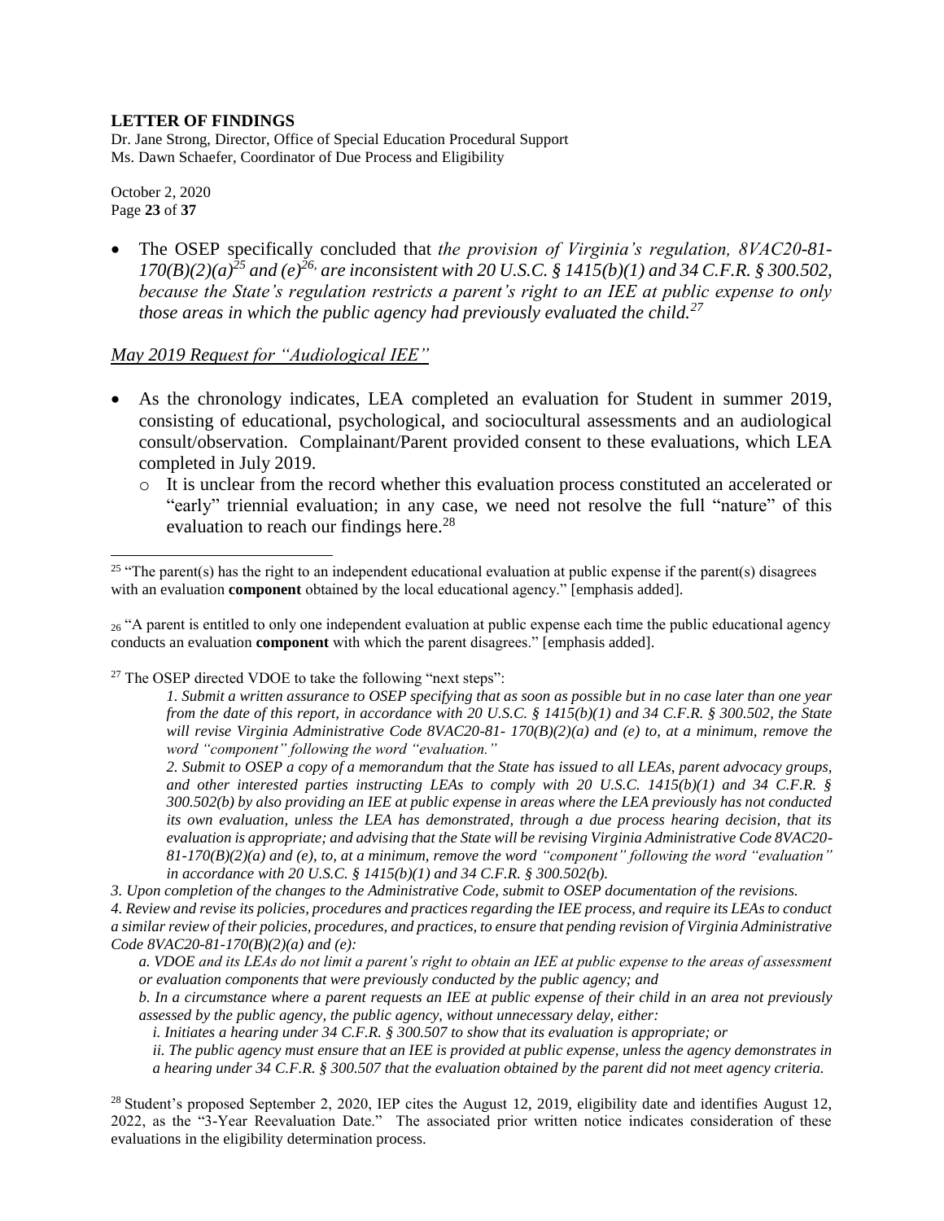- The OSEP specifically concluded that *the provision of Virginia's regulation, 8VAC20-81-170(B)(2)(a)*[25] *and (e)*[26], *are inconsistent with 20 U.S.C. § 1415(b)(1) and 34 C.F.R. § 300.502, because the State's regulation restricts a parent's right to an IEE at public expense to only those areas in which the public agency had previously evaluated the child.*[27]

*May 2019 Request for "Audiological IEE"*

- As the chronology indicates, LEA completed an evaluation for Student in summer 2019, consisting of educational, psychological, and sociocultural assessments and an audiological consult/observation. Complainant/Parent provided consent to these evaluations, which LEA completed in July 2019.
  - It is unclear from the record whether this evaluation process constituted an accelerated or "early" triennial evaluation; in any case, we need not resolve the full "nature" of this evaluation to reach our findings here.[28]

---

[25] "The parent(s) has the right to an independent educational evaluation at public expense if the parent(s) disagrees with an evaluation **component** obtained by the local educational agency." [emphasis added].

[26] "A parent is entitled to only one independent evaluation at public expense each time the public educational agency conducts an evaluation **component** with which the parent disagrees." [emphasis added].

[27] The OSEP directed VDOE to take the following "next steps":

> *1. Submit a written assurance to OSEP specifying that as soon as possible but in no case later than one year from the date of this report, in accordance with 20 U.S.C. § 1415(b)(1) and 34 C.F.R. § 300.502, the State will revise Virginia Administrative Code 8VAC20-81- 170(B)(2)(a) and (e) to, at a minimum, remove the word "component" following the word "evaluation."*
>
> *2. Submit to OSEP a copy of a memorandum that the State has issued to all LEAs, parent advocacy groups, and other interested parties instructing LEAs to comply with 20 U.S.C. 1415(b)(1) and 34 C.F.R. § 300.502(b) by also providing an IEE at public expense in areas where the LEA previously has not conducted its own evaluation, unless the LEA has demonstrated, through a due process hearing decision, that its evaluation is appropriate; and advising that the State will be revising Virginia Administrative Code 8VAC20-81-170(B)(2)(a) and (e), to, at a minimum, remove the word "component" following the word "evaluation" in accordance with 20 U.S.C. § 1415(b)(1) and 34 C.F.R. § 300.502(b).*

*3. Upon completion of the changes to the Administrative Code, submit to OSEP documentation of the revisions.*

*4. Review and revise its policies, procedures and practices regarding the IEE process, and require its LEAs to conduct a similar review of their policies, procedures, and practices, to ensure that pending revision of Virginia Administrative Code 8VAC20-81-170(B)(2)(a) and (e):*

> *a. VDOE and its LEAs do not limit a parent's right to obtain an IEE at public expense to the areas of assessment or evaluation components that were previously conducted by the public agency; and*
>
> *b. In a circumstance where a parent requests an IEE at public expense of their child in an area not previously assessed by the public agency, the public agency, without unnecessary delay, either:*
>
> *i. Initiates a hearing under 34 C.F.R. § 300.507 to show that its evaluation is appropriate; or*
>
> *ii. The public agency must ensure that an IEE is provided at public expense, unless the agency demonstrates in a hearing under 34 C.F.R. § 300.507 that the evaluation obtained by the parent did not meet agency criteria.*

[28] Student's proposed September 2, 2020, IEP cites the August 12, 2019, eligibility date and identifies August 12, 2022, as the "3-Year Reevaluation Date." The associated prior written notice indicates consideration of these evaluations in the eligibility determination process.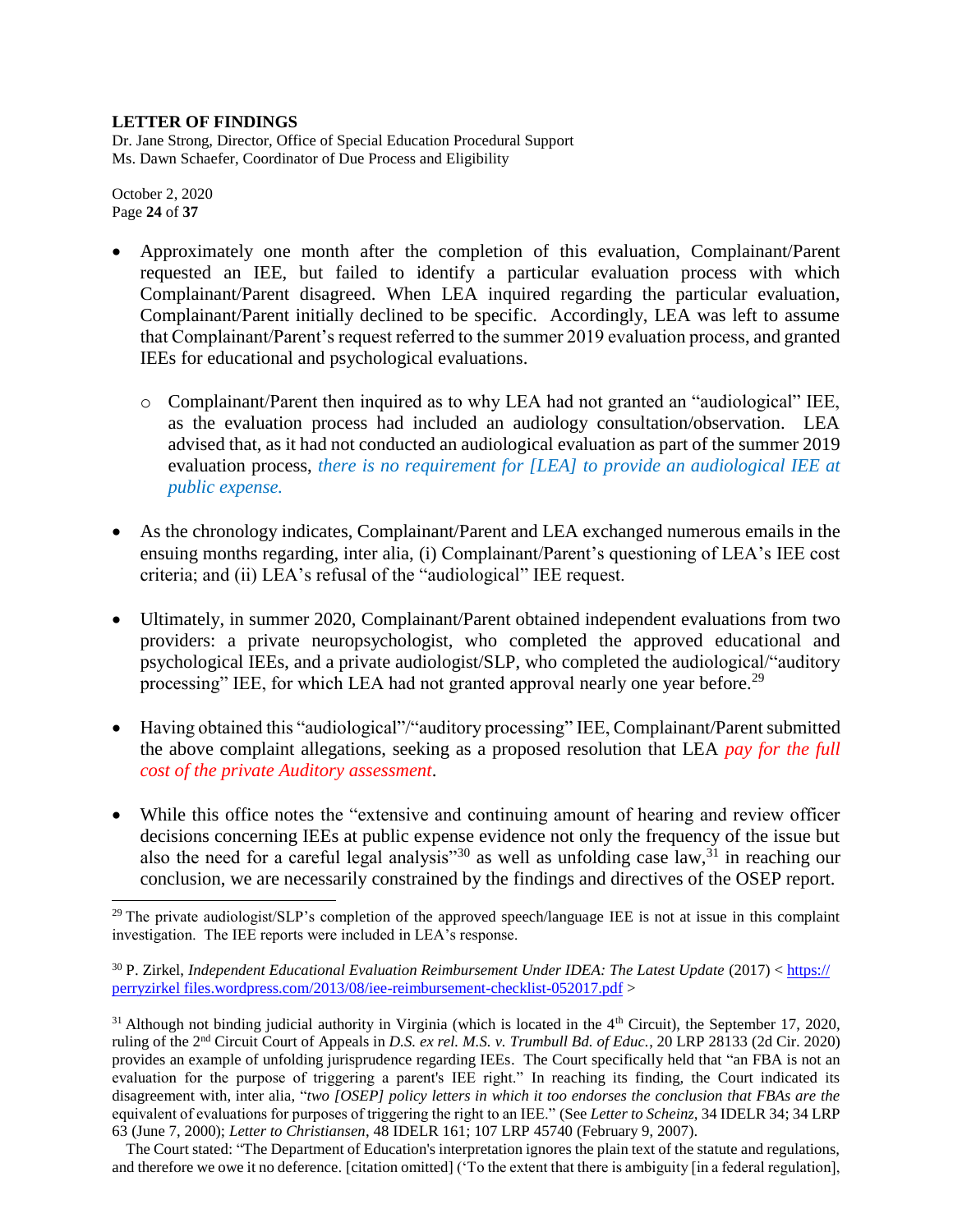- Approximately one month after the completion of this evaluation, Complainant/Parent requested an IEE, but failed to identify a particular evaluation process with which Complainant/Parent disagreed. When LEA inquired regarding the particular evaluation, Complainant/Parent initially declined to be specific. Accordingly, LEA was left to assume that Complainant/Parent's request referred to the summer 2019 evaluation process, and granted IEEs for educational and psychological evaluations.

  - Complainant/Parent then inquired as to why LEA had not granted an "audiological" IEE, as the evaluation process had included an audiology consultation/observation. LEA advised that, as it had not conducted an audiological evaluation as part of the summer 2019 evaluation process, *there is no requirement for [LEA] to provide an audiological IEE at public expense.*

- As the chronology indicates, Complainant/Parent and LEA exchanged numerous emails in the ensuing months regarding, inter alia, (i) Complainant/Parent's questioning of LEA's IEE cost criteria; and (ii) LEA's refusal of the "audiological" IEE request.

- Ultimately, in summer 2020, Complainant/Parent obtained independent evaluations from two providers: a private neuropsychologist, who completed the approved educational and psychological IEEs, and a private audiologist/SLP, who completed the audiological/"auditory processing" IEE, for which LEA had not granted approval nearly one year before.[29]

- Having obtained this "audiological"/"auditory processing" IEE, Complainant/Parent submitted the above complaint allegations, seeking as a proposed resolution that LEA *pay for the full cost of the private Auditory assessment*.

- While this office notes the "extensive and continuing amount of hearing and review officer decisions concerning IEEs at public expense evidence not only the frequency of the issue but also the need for a careful legal analysis"[30] as well as unfolding case law,[31] in reaching our conclusion, we are necessarily constrained by the findings and directives of the OSEP report.

---

[29] The private audiologist/SLP's completion of the approved speech/language IEE is not at issue in this complaint investigation. The IEE reports were included in LEA's response.

[30] P. Zirkel, *Independent Educational Evaluation Reimbursement Under IDEA: The Latest Update* (2017) < https://perryzirkel files.wordpress.com/2013/08/iee-reimbursement-checklist-052017.pdf >

[31] Although not binding judicial authority in Virginia (which is located in the 4th Circuit), the September 17, 2020, ruling of the 2nd Circuit Court of Appeals in *D.S. ex rel. M.S. v. Trumbull Bd. of Educ.*, 20 LRP 28133 (2d Cir. 2020) provides an example of unfolding jurisprudence regarding IEEs. The Court specifically held that "an FBA is not an evaluation for the purpose of triggering a parent's IEE right." In reaching its finding, the Court indicated its disagreement with, inter alia, "*two [OSEP] policy letters in which it too endorses the conclusion that FBAs are the* equivalent of evaluations for purposes of triggering the right to an IEE." (See *Letter to Scheinz*, 34 IDELR 34; 34 LRP 63 (June 7, 2000); *Letter to Christiansen*, 48 IDELR 161; 107 LRP 45740 (February 9, 2007).

The Court stated: "The Department of Education's interpretation ignores the plain text of the statute and regulations, and therefore we owe it no deference. [citation omitted] ('To the extent that there is ambiguity [in a federal regulation],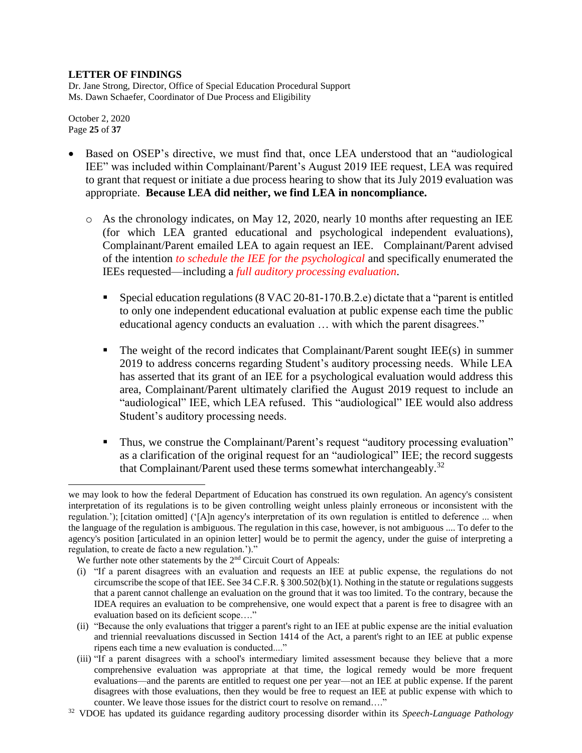- Based on OSEP's directive, we must find that, once LEA understood that an "audiological IEE" was included within Complainant/Parent's August 2019 IEE request, LEA was required to grant that request or initiate a due process hearing to show that its July 2019 evaluation was appropriate. **Because LEA did neither, we find LEA in noncompliance.**

  - As the chronology indicates, on May 12, 2020, nearly 10 months after requesting an IEE (for which LEA granted educational and psychological independent evaluations), Complainant/Parent emailed LEA to again request an IEE. Complainant/Parent advised of the intention *to schedule the IEE for the psychological* and specifically enumerated the IEEs requested—including a *full auditory processing evaluation*.

    - Special education regulations (8 VAC 20-81-170.B.2.e) dictate that a "parent is entitled to only one independent educational evaluation at public expense each time the public educational agency conducts an evaluation … with which the parent disagrees."

    - The weight of the record indicates that Complainant/Parent sought IEE(s) in summer 2019 to address concerns regarding Student's auditory processing needs. While LEA has asserted that its grant of an IEE for a psychological evaluation would address this area, Complainant/Parent ultimately clarified the August 2019 request to include an "audiological" IEE, which LEA refused. This "audiological" IEE would also address Student's auditory processing needs.

    - Thus, we construe the Complainant/Parent's request "auditory processing evaluation" as a clarification of the original request for an "audiological" IEE; the record suggests that Complainant/Parent used these terms somewhat interchangeably.[32]

---

we may look to how the federal Department of Education has construed its own regulation. An agency's consistent interpretation of its regulations is to be given controlling weight unless plainly erroneous or inconsistent with the regulation.'); [citation omitted] ('[A]n agency's interpretation of its own regulation is entitled to deference ... when the language of the regulation is ambiguous. The regulation in this case, however, is not ambiguous .... To defer to the agency's position [articulated in an opinion letter] would be to permit the agency, under the guise of interpreting a regulation, to create de facto a new regulation.')."

We further note other statements by the 2nd Circuit Court of Appeals:

(i) "If a parent disagrees with an evaluation and requests an IEE at public expense, the regulations do not circumscribe the scope of that IEE. See 34 C.F.R. § 300.502(b)(1). Nothing in the statute or regulations suggests that a parent cannot challenge an evaluation on the ground that it was too limited. To the contrary, because the IDEA requires an evaluation to be comprehensive, one would expect that a parent is free to disagree with an evaluation based on its deficient scope…."

(ii) "Because the only evaluations that trigger a parent's right to an IEE at public expense are the initial evaluation and triennial reevaluations discussed in Section 1414 of the Act, a parent's right to an IEE at public expense ripens each time a new evaluation is conducted...."

(iii) "If a parent disagrees with a school's intermediary limited assessment because they believe that a more comprehensive evaluation was appropriate at that time, the logical remedy would be more frequent evaluations—and the parents are entitled to request one per year—not an IEE at public expense. If the parent disagrees with those evaluations, then they would be free to request an IEE at public expense with which to counter. We leave those issues for the district court to resolve on remand…."

[32] VDOE has updated its guidance regarding auditory processing disorder within its *Speech-Language Pathology*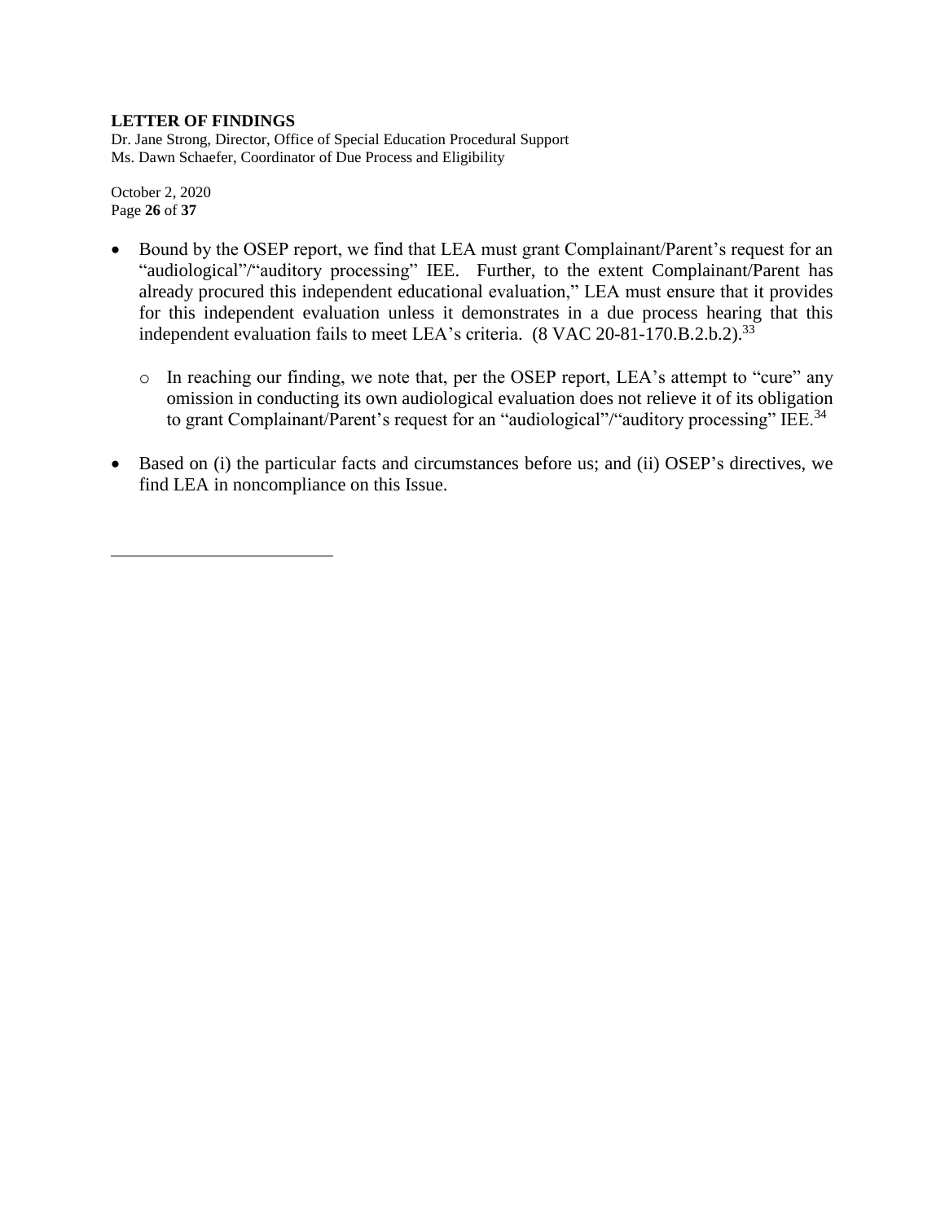- Bound by the OSEP report, we find that LEA must grant Complainant/Parent's request for an "audiological"/"auditory processing" IEE. Further, to the extent Complainant/Parent has already procured this independent educational evaluation," LEA must ensure that it provides for this independent evaluation unless it demonstrates in a due process hearing that this independent evaluation fails to meet LEA's criteria. (8 VAC 20-81-170.B.2.b.2).[33]
  - In reaching our finding, we note that, per the OSEP report, LEA's attempt to "cure" any omission in conducting its own audiological evaluation does not relieve it of its obligation to grant Complainant/Parent's request for an "audiological"/"auditory processing" IEE.[34]
- Based on (i) the particular facts and circumstances before us; and (ii) OSEP's directives, we find LEA in noncompliance on this Issue.